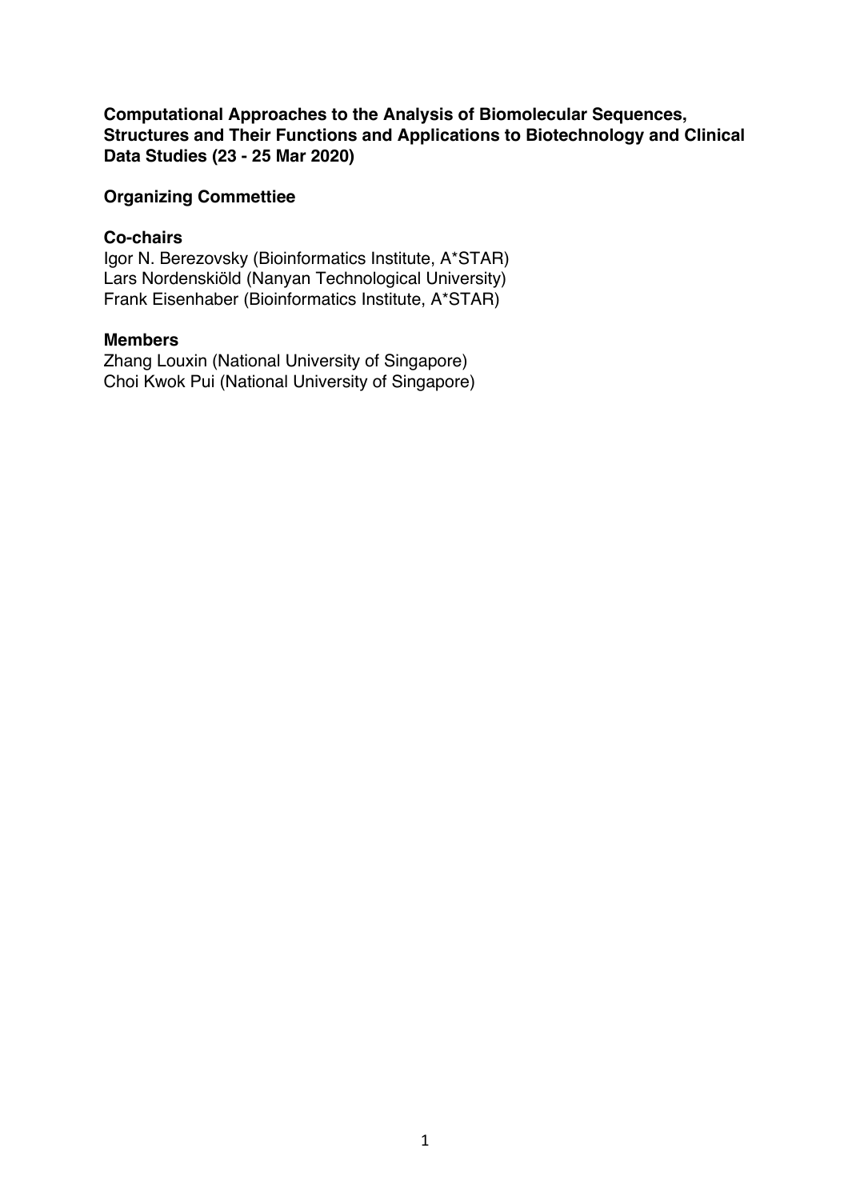# Computational Approaches to the Analysis of Biomolecular Sequences, Structures and Their Functions and Applications to Biotechnology and Clinical Data Studies (23 - 25 Mar 2020)

## Organizing Commettiee

### Co-chairs

Igor N. Berezovsky (Bioinformatics Institute, A*STAR)
Lars Nordenskiöld (Nanyan Technological University)
Frank Eisenhaber (Bioinformatics Institute, A*STAR)

### Members

Zhang Louxin (National University of Singapore)
Choi Kwok Pui (National University of Singapore)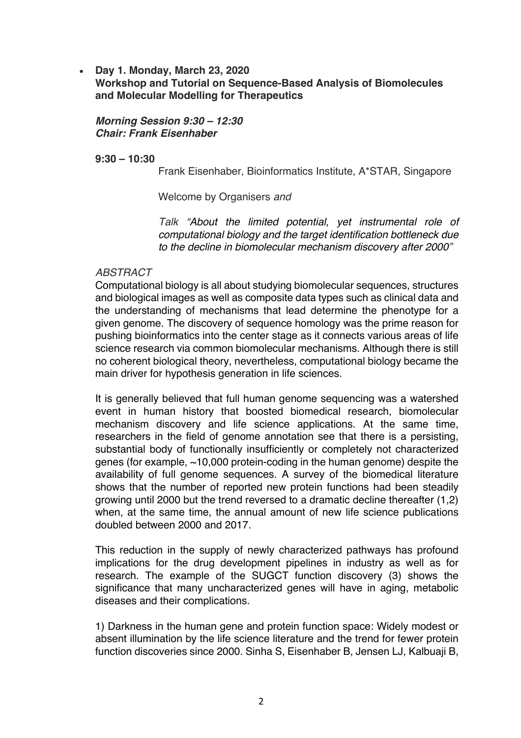- **Day 1. Monday, March 23, 2020**
  **Workshop and Tutorial on Sequence-Based Analysis of Biomolecules and Molecular Modelling for Therapeutics**

  ***Morning Session 9:30 – 12:30***
  ***Chair: Frank Eisenhaber***

  **9:30 – 10:30**

  Frank Eisenhaber, Bioinformatics Institute, A*STAR, Singapore

  Welcome by Organisers *and*

  *Talk "About the limited potential, yet instrumental role of computational biology and the target identification bottleneck due to the decline in biomolecular mechanism discovery after 2000"*

  *ABSTRACT*

  Computational biology is all about studying biomolecular sequences, structures and biological images as well as composite data types such as clinical data and the understanding of mechanisms that lead determine the phenotype for a given genome. The discovery of sequence homology was the prime reason for pushing bioinformatics into the center stage as it connects various areas of life science research via common biomolecular mechanisms. Although there is still no coherent biological theory, nevertheless, computational biology became the main driver for hypothesis generation in life sciences.

  It is generally believed that full human genome sequencing was a watershed event in human history that boosted biomedical research, biomolecular mechanism discovery and life science applications. At the same time, researchers in the field of genome annotation see that there is a persisting, substantial body of functionally insufficiently or completely not characterized genes (for example, ~10,000 protein-coding in the human genome) despite the availability of full genome sequences. A survey of the biomedical literature shows that the number of reported new protein functions had been steadily growing until 2000 but the trend reversed to a dramatic decline thereafter (1,2) when, at the same time, the annual amount of new life science publications doubled between 2000 and 2017.

  This reduction in the supply of newly characterized pathways has profound implications for the drug development pipelines in industry as well as for research. The example of the SUGCT function discovery (3) shows the significance that many uncharacterized genes will have in aging, metabolic diseases and their complications.

  1) Darkness in the human gene and protein function space: Widely modest or absent illumination by the life science literature and the trend for fewer protein function discoveries since 2000. Sinha S, Eisenhaber B, Jensen LJ, Kalbuaji B,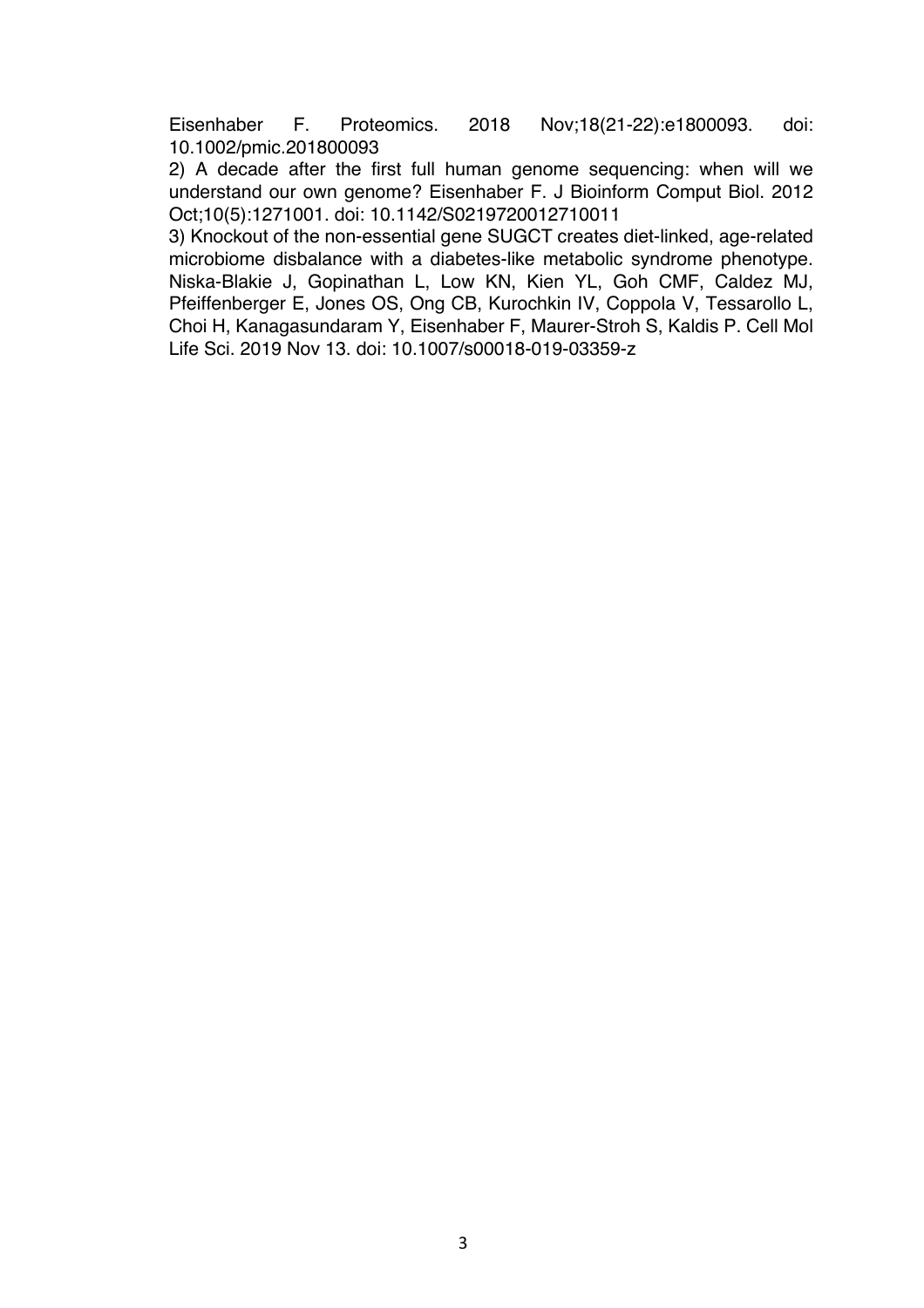Eisenhaber F. Proteomics. 2018 Nov;18(21-22):e1800093. doi: 10.1002/pmic.201800093

2) A decade after the first full human genome sequencing: when will we understand our own genome? Eisenhaber F. J Bioinform Comput Biol. 2012 Oct;10(5):1271001. doi: 10.1142/S0219720012710011

3) Knockout of the non-essential gene SUGCT creates diet-linked, age-related microbiome disbalance with a diabetes-like metabolic syndrome phenotype. Niska-Blakie J, Gopinathan L, Low KN, Kien YL, Goh CMF, Caldez MJ, Pfeiffenberger E, Jones OS, Ong CB, Kurochkin IV, Coppola V, Tessarollo L, Choi H, Kanagasundaram Y, Eisenhaber F, Maurer-Stroh S, Kaldis P. Cell Mol Life Sci. 2019 Nov 13. doi: 10.1007/s00018-019-03359-z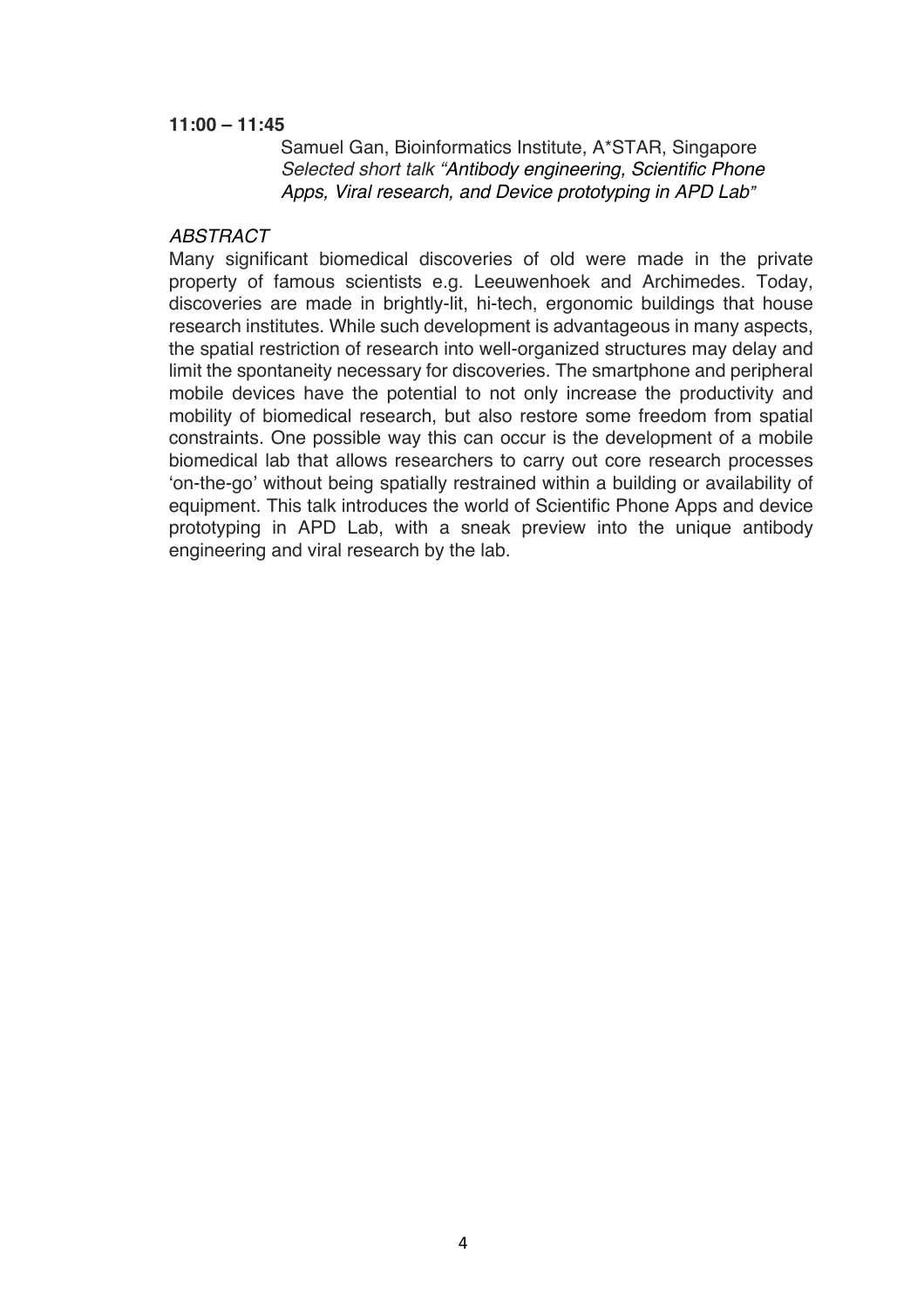**11:00 – 11:45**

Samuel Gan, Bioinformatics Institute, A*STAR, Singapore
*Selected short talk "Antibody engineering, Scientific Phone Apps, Viral research, and Device prototyping in APD Lab"*

*ABSTRACT*

Many significant biomedical discoveries of old were made in the private property of famous scientists e.g. Leeuwenhoek and Archimedes. Today, discoveries are made in brightly-lit, hi-tech, ergonomic buildings that house research institutes. While such development is advantageous in many aspects, the spatial restriction of research into well-organized structures may delay and limit the spontaneity necessary for discoveries. The smartphone and peripheral mobile devices have the potential to not only increase the productivity and mobility of biomedical research, but also restore some freedom from spatial constraints. One possible way this can occur is the development of a mobile biomedical lab that allows researchers to carry out core research processes 'on-the-go' without being spatially restrained within a building or availability of equipment. This talk introduces the world of Scientific Phone Apps and device prototyping in APD Lab, with a sneak preview into the unique antibody engineering and viral research by the lab.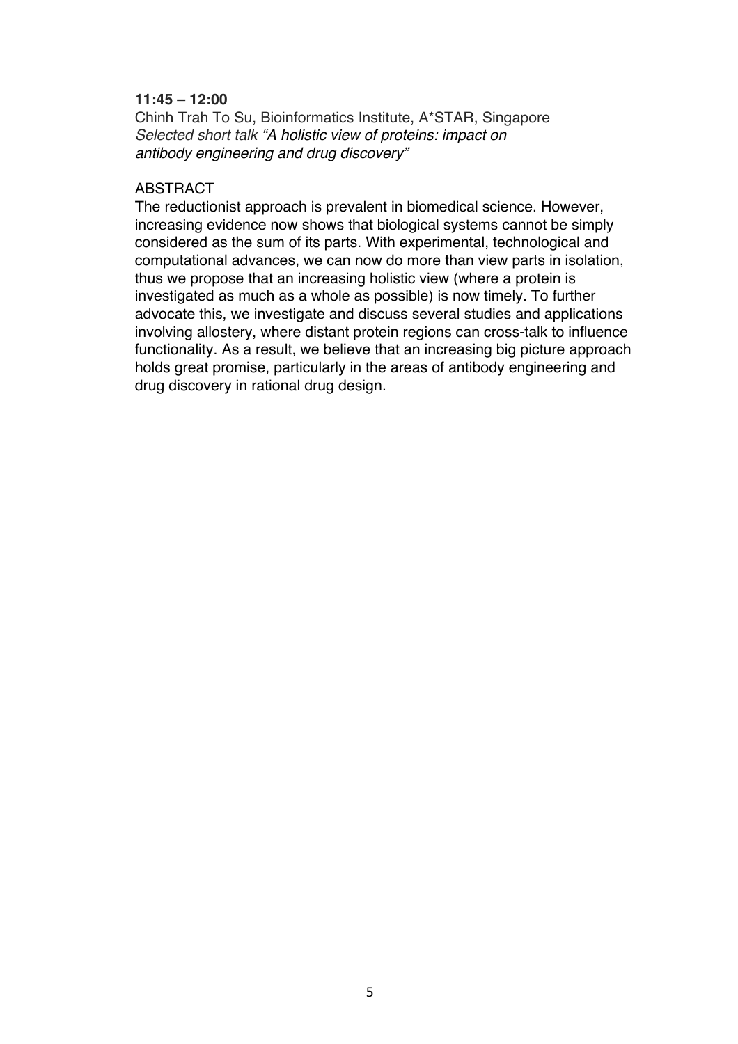**11:45 – 12:00**
Chinh Trah To Su, Bioinformatics Institute, A*STAR, Singapore
*Selected short talk "A holistic view of proteins: impact on antibody engineering and drug discovery"*

ABSTRACT

The reductionist approach is prevalent in biomedical science. However, increasing evidence now shows that biological systems cannot be simply considered as the sum of its parts. With experimental, technological and computational advances, we can now do more than view parts in isolation, thus we propose that an increasing holistic view (where a protein is investigated as much as a whole as possible) is now timely. To further advocate this, we investigate and discuss several studies and applications involving allostery, where distant protein regions can cross-talk to influence functionality. As a result, we believe that an increasing big picture approach holds great promise, particularly in the areas of antibody engineering and drug discovery in rational drug design.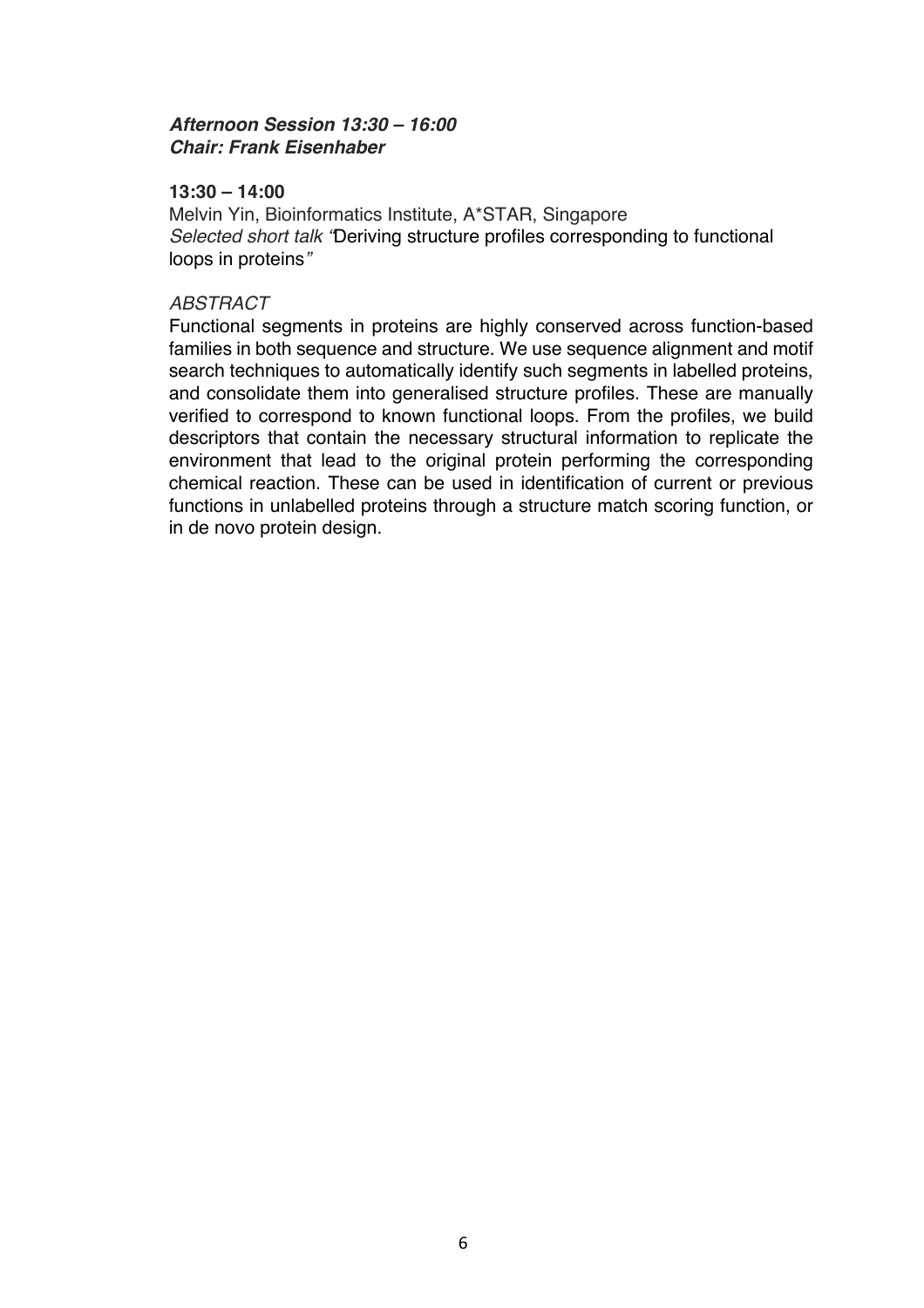***Afternoon Session 13:30 – 16:00***
***Chair: Frank Eisenhaber***

**13:30 – 14:00**

Melvin Yin, Bioinformatics Institute, A*STAR, Singapore
*Selected short talk* "Deriving structure profiles corresponding to functional loops in proteins"

*ABSTRACT*

Functional segments in proteins are highly conserved across function-based families in both sequence and structure. We use sequence alignment and motif search techniques to automatically identify such segments in labelled proteins, and consolidate them into generalised structure profiles. These are manually verified to correspond to known functional loops. From the profiles, we build descriptors that contain the necessary structural information to replicate the environment that lead to the original protein performing the corresponding chemical reaction. These can be used in identification of current or previous functions in unlabelled proteins through a structure match scoring function, or in de novo protein design.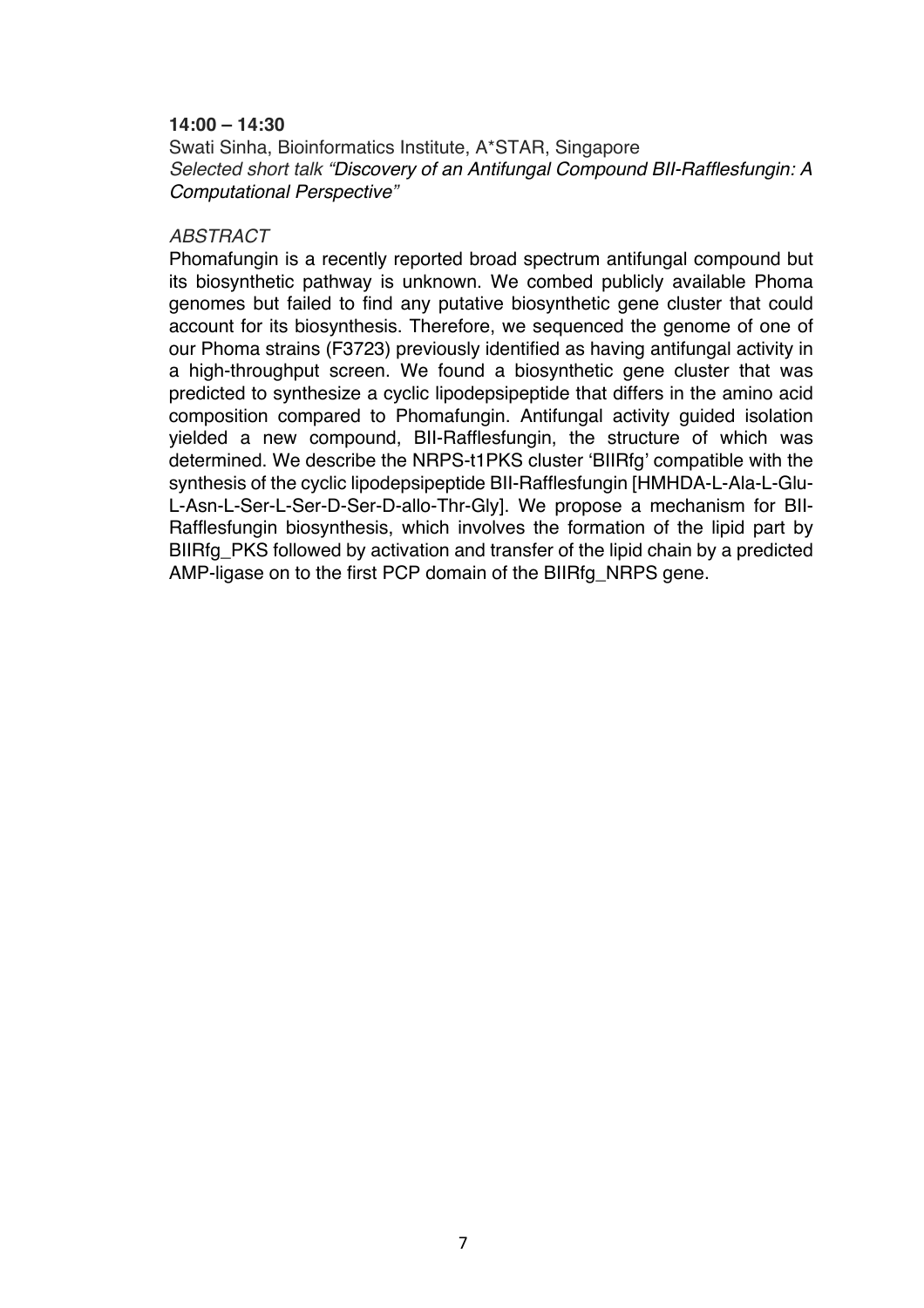**14:00 – 14:30**

Swati Sinha, Bioinformatics Institute, A*STAR, Singapore

*Selected short talk "Discovery of an Antifungal Compound BII-Rafflesfungin: A Computational Perspective"*

*ABSTRACT*

Phomafungin is a recently reported broad spectrum antifungal compound but its biosynthetic pathway is unknown. We combed publicly available Phoma genomes but failed to find any putative biosynthetic gene cluster that could account for its biosynthesis. Therefore, we sequenced the genome of one of our Phoma strains (F3723) previously identified as having antifungal activity in a high-throughput screen. We found a biosynthetic gene cluster that was predicted to synthesize a cyclic lipodepsipeptide that differs in the amino acid composition compared to Phomafungin. Antifungal activity guided isolation yielded a new compound, BII-Rafflesfungin, the structure of which was determined. We describe the NRPS-t1PKS cluster 'BIIRfg' compatible with the synthesis of the cyclic lipodepsipeptide BII-Rafflesfungin [HMHDA-L-Ala-L-Glu-L-Asn-L-Ser-L-Ser-D-Ser-D-allo-Thr-Gly]. We propose a mechanism for BII-Rafflesfungin biosynthesis, which involves the formation of the lipid part by BIIRfg_PKS followed by activation and transfer of the lipid chain by a predicted AMP-ligase on to the first PCP domain of the BIIRfg_NRPS gene.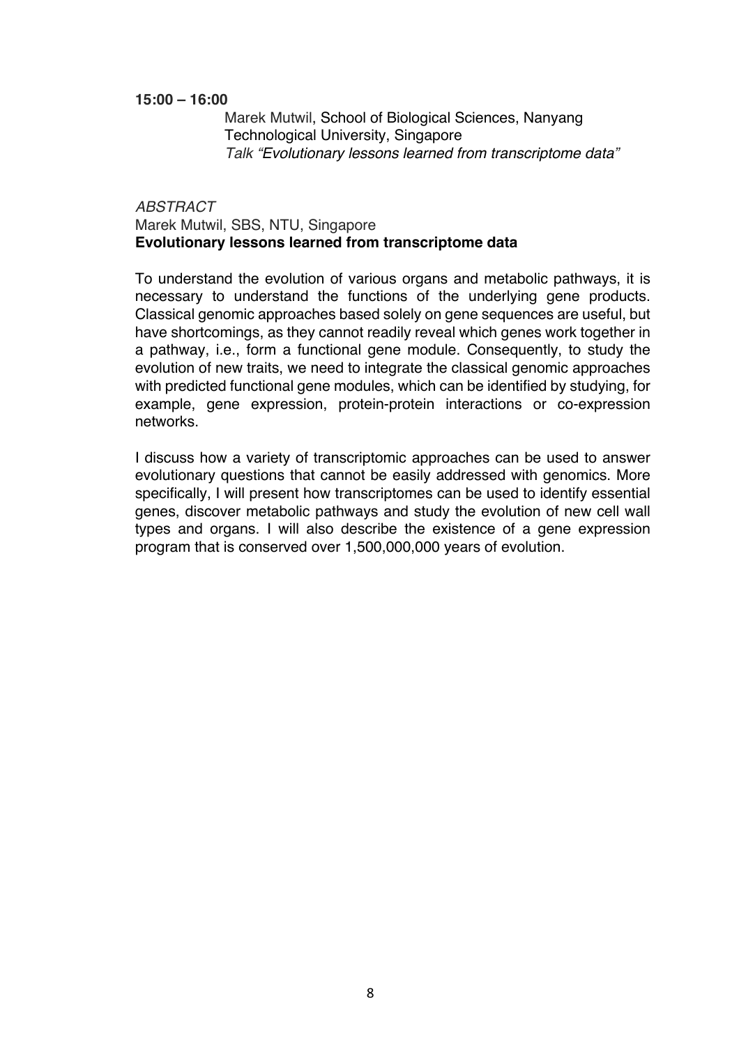**15:00 – 16:00**

Marek Mutwil, School of Biological Sciences, Nanyang Technological University, Singapore
*Talk "Evolutionary lessons learned from transcriptome data"*

*ABSTRACT*

Marek Mutwil, SBS, NTU, Singapore

**Evolutionary lessons learned from transcriptome data**

To understand the evolution of various organs and metabolic pathways, it is necessary to understand the functions of the underlying gene products. Classical genomic approaches based solely on gene sequences are useful, but have shortcomings, as they cannot readily reveal which genes work together in a pathway, i.e., form a functional gene module. Consequently, to study the evolution of new traits, we need to integrate the classical genomic approaches with predicted functional gene modules, which can be identified by studying, for example, gene expression, protein-protein interactions or co-expression networks.

I discuss how a variety of transcriptomic approaches can be used to answer evolutionary questions that cannot be easily addressed with genomics. More specifically, I will present how transcriptomes can be used to identify essential genes, discover metabolic pathways and study the evolution of new cell wall types and organs. I will also describe the existence of a gene expression program that is conserved over 1,500,000,000 years of evolution.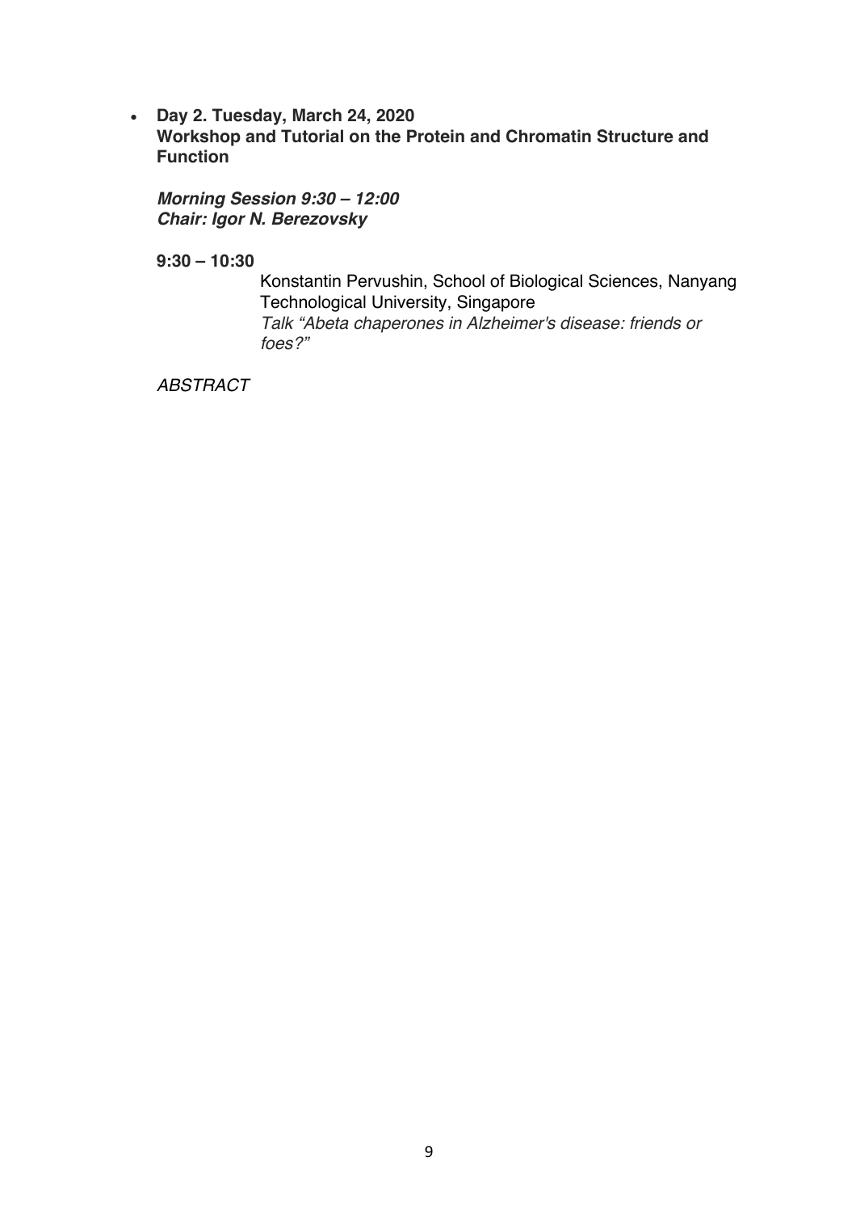- **Day 2. Tuesday, March 24, 2020**
  **Workshop and Tutorial on the Protein and Chromatin Structure and Function**

  ***Morning Session 9:30 – 12:00***
  ***Chair: Igor N. Berezovsky***

  **9:30 – 10:30**

  Konstantin Pervushin, School of Biological Sciences, Nanyang Technological University, Singapore
  *Talk "Abeta chaperones in Alzheimer's disease: friends or foes?"*

  *ABSTRACT*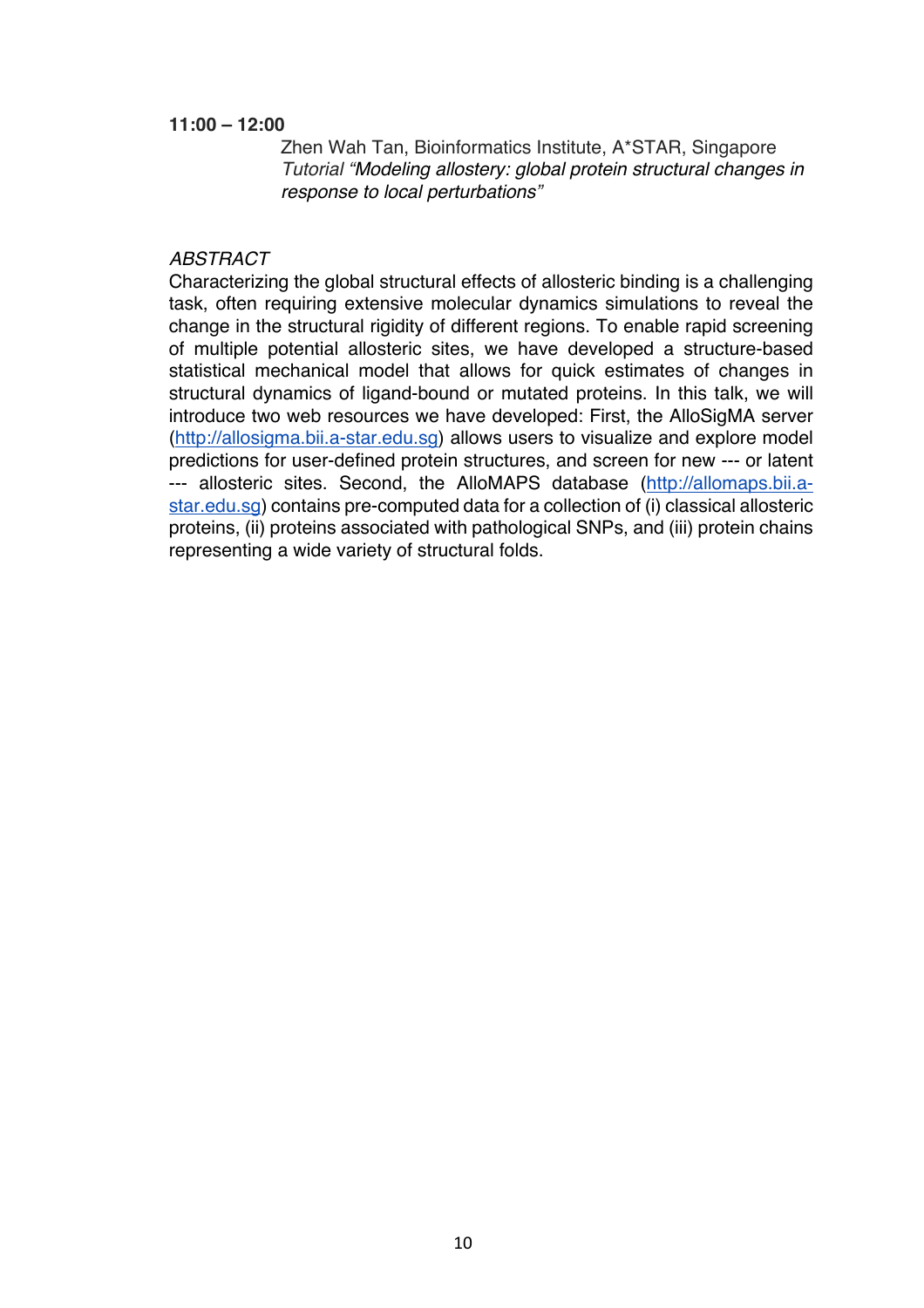**11:00 – 12:00**

Zhen Wah Tan, Bioinformatics Institute, A*STAR, Singapore
*Tutorial "Modeling allostery: global protein structural changes in response to local perturbations"*

*ABSTRACT*

Characterizing the global structural effects of allosteric binding is a challenging task, often requiring extensive molecular dynamics simulations to reveal the change in the structural rigidity of different regions. To enable rapid screening of multiple potential allosteric sites, we have developed a structure-based statistical mechanical model that allows for quick estimates of changes in structural dynamics of ligand-bound or mutated proteins. In this talk, we will introduce two web resources we have developed: First, the AlloSigMA server (http://allosigma.bii.a-star.edu.sg) allows users to visualize and explore model predictions for user-defined protein structures, and screen for new --- or latent --- allosteric sites. Second, the AlloMAPS database (http://allomaps.bii.a-star.edu.sg) contains pre-computed data for a collection of (i) classical allosteric proteins, (ii) proteins associated with pathological SNPs, and (iii) protein chains representing a wide variety of structural folds.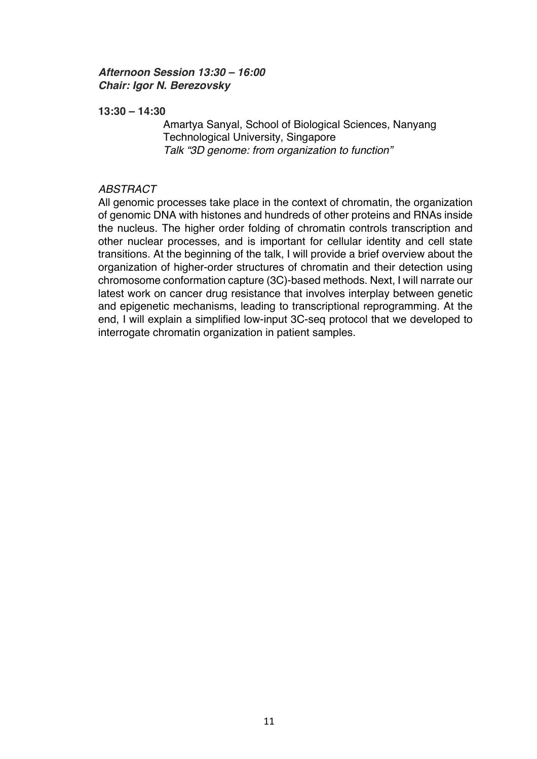***Afternoon Session 13:30 – 16:00***
***Chair: Igor N. Berezovsky***

**13:30 – 14:30**

Amartya Sanyal, School of Biological Sciences, Nanyang Technological University, Singapore
*Talk "3D genome: from organization to function"*

*ABSTRACT*

All genomic processes take place in the context of chromatin, the organization of genomic DNA with histones and hundreds of other proteins and RNAs inside the nucleus. The higher order folding of chromatin controls transcription and other nuclear processes, and is important for cellular identity and cell state transitions. At the beginning of the talk, I will provide a brief overview about the organization of higher-order structures of chromatin and their detection using chromosome conformation capture (3C)-based methods. Next, I will narrate our latest work on cancer drug resistance that involves interplay between genetic and epigenetic mechanisms, leading to transcriptional reprogramming. At the end, I will explain a simplified low-input 3C-seq protocol that we developed to interrogate chromatin organization in patient samples.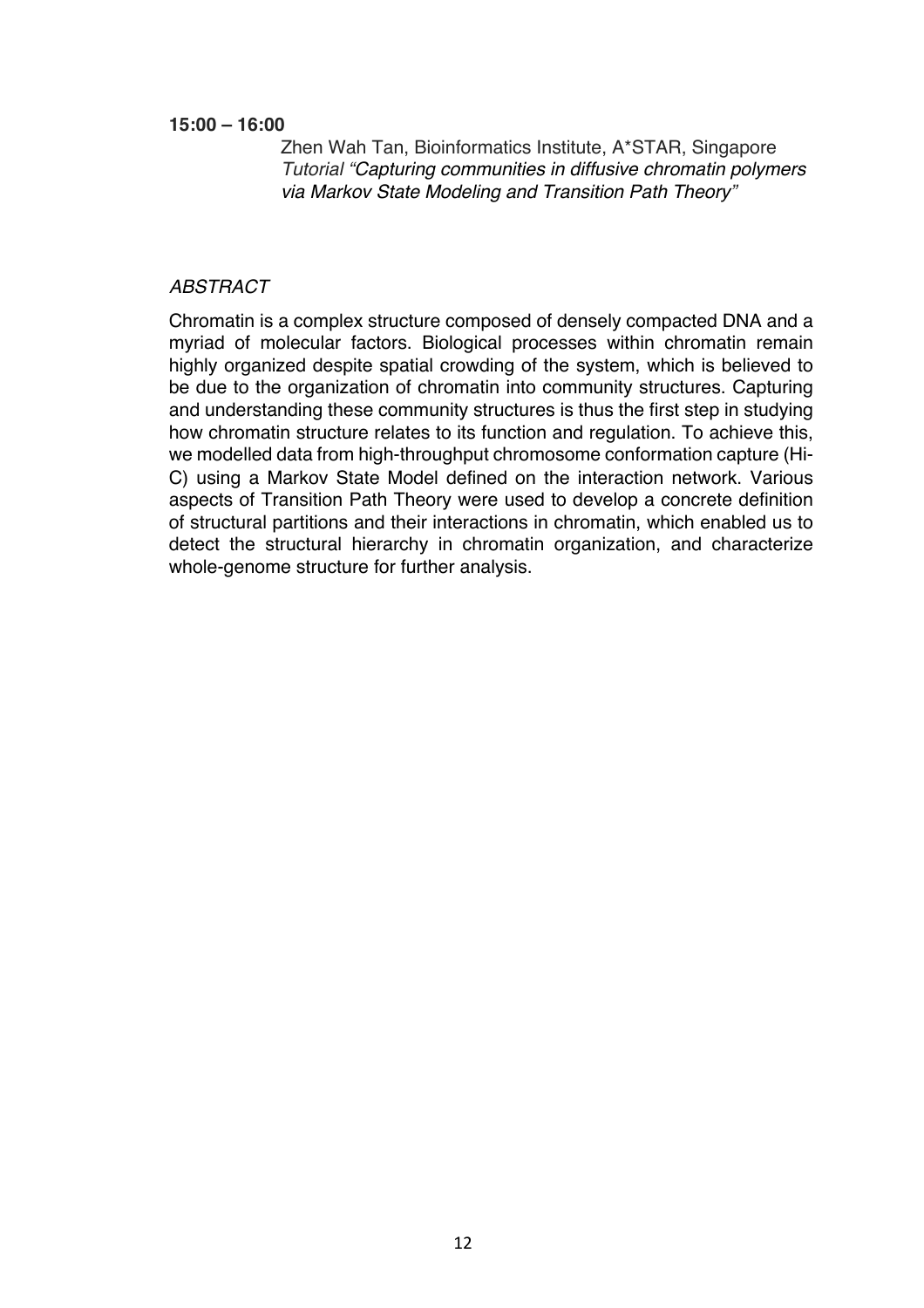**15:00 – 16:00**

Zen Wah Tan, Bioinformatics Institute, A*STAR, Singapore
*Tutorial "Capturing communities in diffusive chromatin polymers via Markov State Modeling and Transition Path Theory"*

*ABSTRACT*

Chromatin is a complex structure composed of densely compacted DNA and a myriad of molecular factors. Biological processes within chromatin remain highly organized despite spatial crowding of the system, which is believed to be due to the organization of chromatin into community structures. Capturing and understanding these community structures is thus the first step in studying how chromatin structure relates to its function and regulation. To achieve this, we modelled data from high-throughput chromosome conformation capture (Hi-C) using a Markov State Model defined on the interaction network. Various aspects of Transition Path Theory were used to develop a concrete definition of structural partitions and their interactions in chromatin, which enabled us to detect the structural hierarchy in chromatin organization, and characterize whole-genome structure for further analysis.